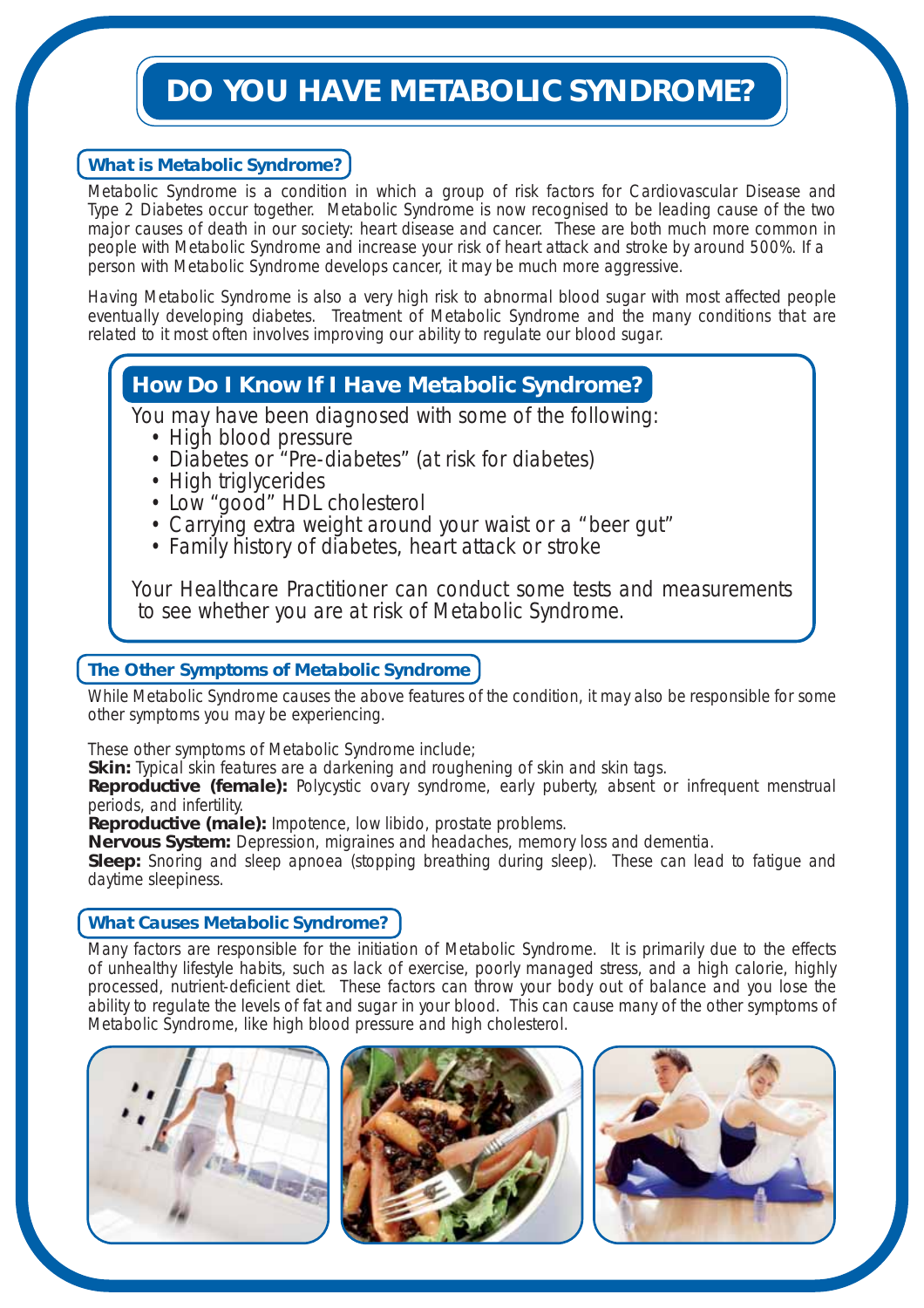# DO YOU HAVE METABOLIC SYNDROME?

## What is Metabolic Syndrome?

Metabolic Syndrome is a condition in which a group of risk factors for Cardiovascular Disease and Type 2 Diabetes occur together. Metabolic Syndrome is now recognised to be leading cause of the two major causes of death in our society: heart disease and cancer. These are both much more common in people with Metabolic Syndrome and increase your risk of heart attack and stroke by around 500%. If a person with Metabolic Syndrome develops cancer, it may be much more aggressive.

Having Metabolic Syndrome is also a very high risk to abnormal blood sugar with most affected people eventually developing diabetes. Treatment of Metabolic Syndrome and the many conditions that are related to it most often involves improving our ability to regulate our blood sugar.

## How Do I Know If I Have Metabolic Syndrome?

You may have been diagnosed with some of the following:

- High blood pressure
- Diabetes or "Pre-diabetes" (at risk for diabetes)
- High triglycerides
- Low "good" HDL cholesterol
- Carrying extra weight around your waist or a "beer gut"
- Family history of diabetes, heart attack or stroke

Your Healthcare Practitioner can conduct some tests and measurements to see whether you are at risk of Metabolic Syndrome.

## The Other Symptoms of Metabolic Syndrome

While Metabolic Syndrome causes the above features of the condition, it may also be responsible for some other symptoms you may be experiencing.

These other symptoms of Metabolic Syndrome include;

**Skin:** Typical skin features are a darkening and roughening of skin and skin tags.

**Reproductive (female):** Polycystic ovary syndrome, early puberty, absent or infrequent menstrual periods, and infertility.

**Reproductive (male):** Impotence, low libido, prostate problems.

**Nervous System:** Depression, migraines and headaches, memory loss and dementia.

**Sleep:** Snoring and sleep apnoea (stopping breathing during sleep). These can lead to fatigue and daytime sleepiness.

## What Causes Metabolic Syndrome?

Many factors are responsible for the initiation of Metabolic Syndrome. It is primarily due to the effects of unhealthy lifestyle habits, such as lack of exercise, poorly managed stress, and a high calorie, highly processed, nutrient-deficient diet. These factors can throw your body out of balance and you lose the ability to regulate the levels of fat and sugar in your blood. This can cause many of the other symptoms of Metabolic Syndrome, like high blood pressure and high cholesterol.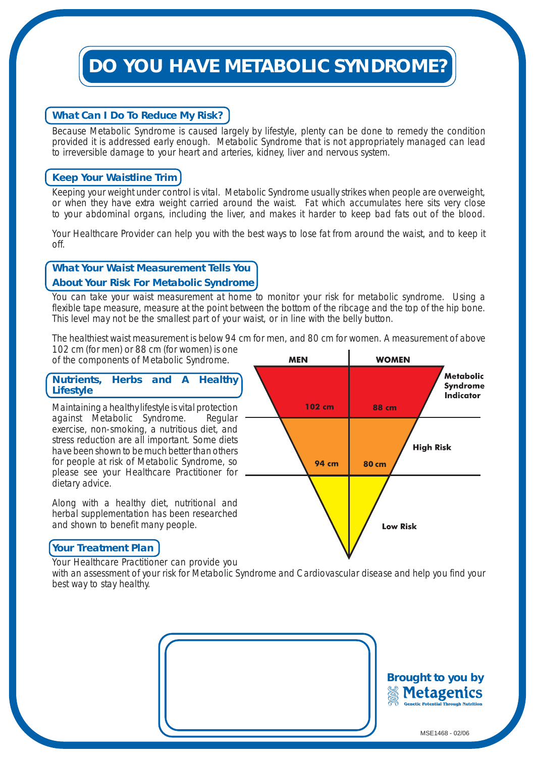# DO YOU HAVE METABOLIC SYNDROME?

## What Can I Do To Reduce My Risk?

Because Metabolic Syndrome is caused largely by lifestyle, plenty can be done to remedy the condition provided it is addressed early enough. Metabolic Syndrome that is not appropriately managed can lead to irreversible damage to your heart and arteries, kidney, liver and nervous system.

## Keep Your Waistline Trim

Keeping your weight under control is vital. Metabolic Syndrome usually strikes when people are overweight, or when they have extra weight carried around the waist. Fat which accumulates here sits very close to your abdominal organs, including the liver, and makes it harder to keep bad fats out of the blood.

Your Healthcare Provider can help you with the best ways to lose fat from around the waist, and to keep it off.

## What Your Waist Measurement Tells You About Your Risk For Metabolic Syndrome

You can take your waist measurement at home to monitor your risk for metabolic syndrome. Using a flexible tape measure, measure at the point between the bottom of the ribcage and the top of the hip bone. This level may not be the smallest part of your waist, or in line with the belly button.

The healthiest waist measurement is below 94 cm for men, and 80 cm for women. A measurement of above 102 cm (for men) or 88 cm (for women) is one of the components of Metabolic Syndrome.

MEN
WOMEN
102 cm
88 cm
Metabolic Syndrome Indicator
94 cm
80 cm
High Risk
Low Risk

## Nutrients, Herbs and A Healthy Lifestyle

Maintaining a healthy lifestyle is vital protection against Metabolic Syndrome. Regular exercise, non-smoking, a nutritious diet, and stress reduction are all important. Some diets have been shown to be much better than others for people at risk of Metabolic Syndrome, so please see your Healthcare Practitioner for dietary advice.

Along with a healthy diet, nutritional and herbal supplementation has been researched and shown to benefit many people.

## Your Treatment Plan

Your Healthcare Practitioner can provide you with an assessment of your risk for Metabolic Syndrome and Cardiovascular disease and help you find your best way to stay healthy.

Brought to you by
**Metagenics**
Genetic Potential Through Nutrition

MSE1468 - 02/06